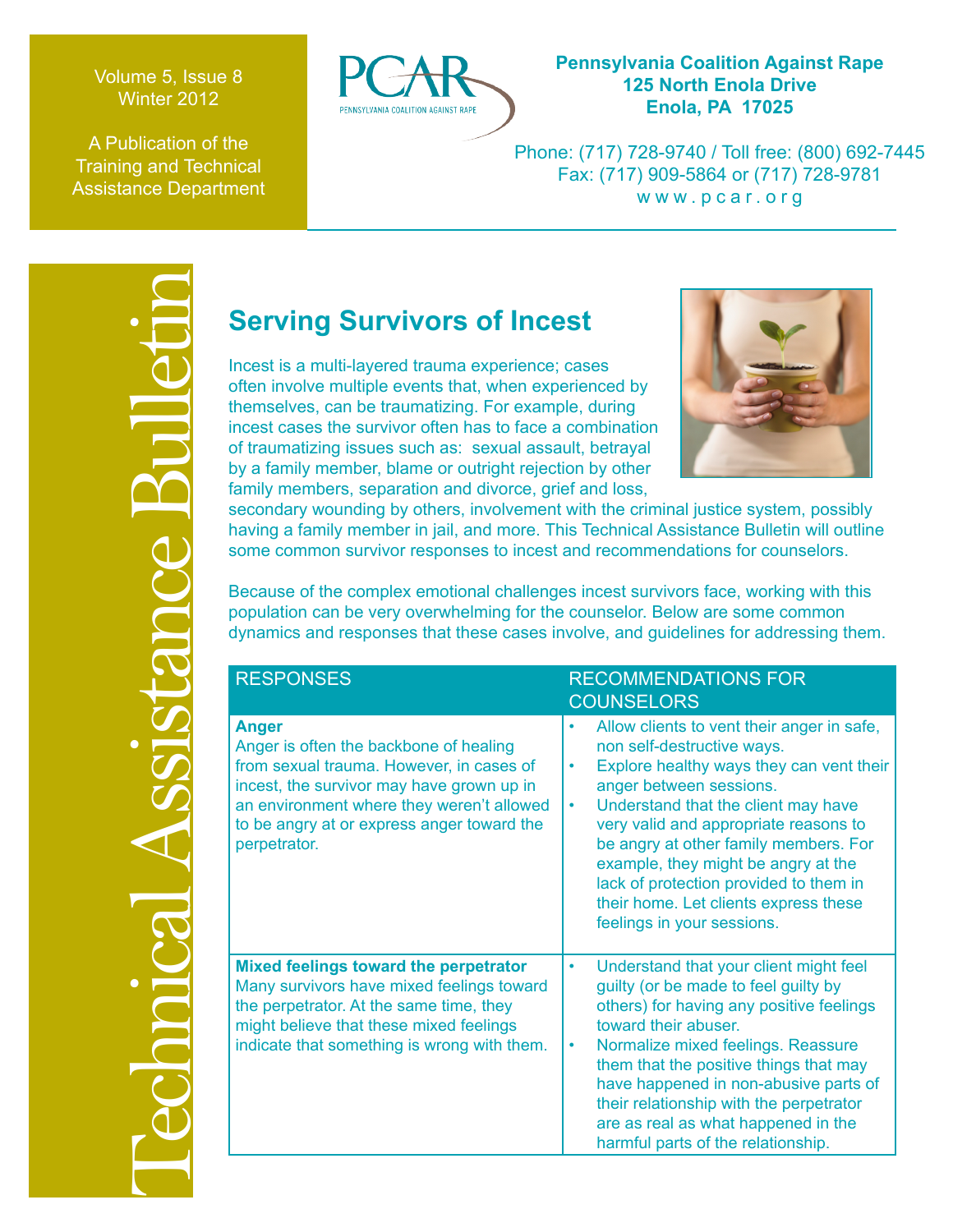Volume 5, Issue 8
Winter 2012

A Publication of the Training and Technical Assistance Department

**Pennsylvania Coalition Against Rape**
**125 North Enola Drive**
**Enola, PA 17025**

Phone: (717) 728-9740 / Toll free: (800) 692-7445
Fax: (717) 909-5864 or (717) 728-9781
www.pcar.org

Technical Assistance Bulletin

# Serving Survivors of Incest

Incest is a multi-layered trauma experience; cases often involve multiple events that, when experienced by themselves, can be traumatizing. For example, during incest cases the survivor often has to face a combination of traumatizing issues such as: sexual assault, betrayal by a family member, blame or outright rejection by other family members, separation and divorce, grief and loss, secondary wounding by others, involvement with the criminal justice system, possibly having a family member in jail, and more. This Technical Assistance Bulletin will outline some common survivor responses to incest and recommendations for counselors.

Because of the complex emotional challenges incest survivors face, working with this population can be very overwhelming for the counselor. Below are some common dynamics and responses that these cases involve, and guidelines for addressing them.

| RESPONSES | RECOMMENDATIONS FOR COUNSELORS |
|---|---|
| **Anger**<br>Anger is often the backbone of healing from sexual trauma. However, in cases of incest, the survivor may have grown up in an environment where they weren't allowed to be angry at or express anger toward the perpetrator. | • Allow clients to vent their anger in safe, non self-destructive ways.<br>• Explore healthy ways they can vent their anger between sessions.<br>• Understand that the client may have very valid and appropriate reasons to be angry at other family members. For example, they might be angry at the lack of protection provided to them in their home. Let clients express these feelings in your sessions. |
| **Mixed feelings toward the perpetrator**<br>Many survivors have mixed feelings toward the perpetrator. At the same time, they might believe that these mixed feelings indicate that something is wrong with them. | • Understand that your client might feel guilty (or be made to feel guilty by others) for having any positive feelings toward their abuser.<br>• Normalize mixed feelings. Reassure them that the positive things that may have happened in non-abusive parts of their relationship with the perpetrator are as real as what happened in the harmful parts of the relationship. |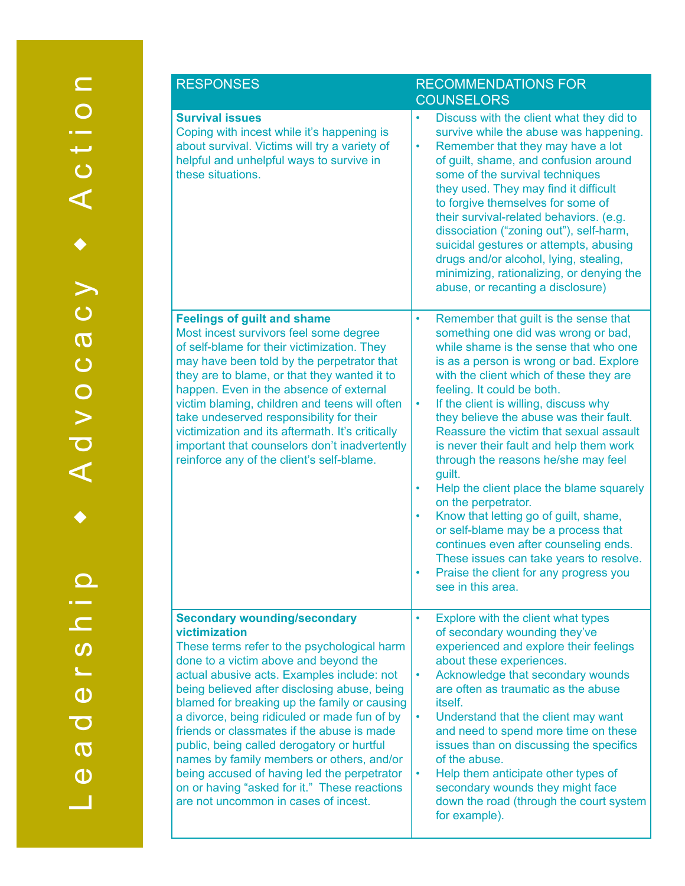| RESPONSES | RECOMMENDATIONS FOR COUNSELORS |
|---|---|
| **Survival issues**<br>Coping with incest while it's happening is about survival. Victims will try a variety of helpful and unhelpful ways to survive in these situations. | • Discuss with the client what they did to survive while the abuse was happening.<br>• Remember that they may have a lot of guilt, shame, and confusion around some of the survival techniques they used. They may find it difficult to forgive themselves for some of their survival-related behaviors. (e.g. dissociation ("zoning out"), self-harm, suicidal gestures or attempts, abusing drugs and/or alcohol, lying, stealing, minimizing, rationalizing, or denying the abuse, or recanting a disclosure) |
| **Feelings of guilt and shame**<br>Most incest survivors feel some degree of self-blame for their victimization. They may have been told by the perpetrator that they are to blame, or that they wanted it to happen. Even in the absence of external victim blaming, children and teens will often take undeserved responsibility for their victimization and its aftermath. It's critically important that counselors don't inadvertently reinforce any of the client's self-blame. | • Remember that guilt is the sense that something one did was wrong or bad, while shame is the sense that who one is as a person is wrong or bad. Explore with the client which of these they are feeling. It could be both.<br>• If the client is willing, discuss why they believe the abuse was their fault. Reassure the victim that sexual assault is never their fault and help them work through the reasons he/she may feel guilt.<br>• Help the client place the blame squarely on the perpetrator.<br>• Know that letting go of guilt, shame, or self-blame may be a process that continues even after counseling ends. These issues can take years to resolve.<br>• Praise the client for any progress you see in this area. |
| **Secondary wounding/secondary victimization**<br>These terms refer to the psychological harm done to a victim above and beyond the actual abusive acts. Examples include: not being believed after disclosing abuse, being blamed for breaking up the family or causing a divorce, being ridiculed or made fun of by friends or classmates if the abuse is made public, being called derogatory or hurtful names by family members or others, and/or being accused of having led the perpetrator on or having "asked for it." These reactions are not uncommon in cases of incest. | • Explore with the client what types of secondary wounding they've experienced and explore their feelings about these experiences.<br>• Acknowledge that secondary wounds are often as traumatic as the abuse itself.<br>• Understand that the client may want and need to spend more time on these issues than on discussing the specifics of the abuse.<br>• Help them anticipate other types of secondary wounds they might face down the road (through the court system for example). |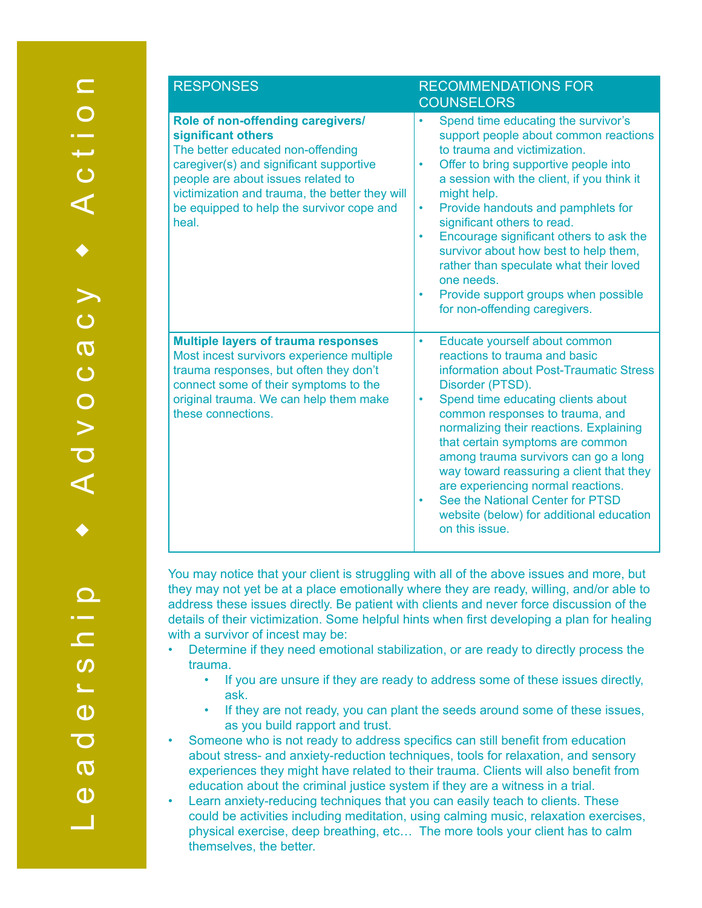| RESPONSES | RECOMMENDATIONS FOR COUNSELORS |
|---|---|
| **Role of non-offending caregivers/ significant others**<br>The better educated non-offending caregiver(s) and significant supportive people are about issues related to victimization and trauma, the better they will be equipped to help the survivor cope and heal. | • Spend time educating the survivor's support people about common reactions to trauma and victimization.<br>• Offer to bring supportive people into a session with the client, if you think it might help.<br>• Provide handouts and pamphlets for significant others to read.<br>• Encourage significant others to ask the survivor about how best to help them, rather than speculate what their loved one needs.<br>• Provide support groups when possible for non-offending caregivers. |
| **Multiple layers of trauma responses**<br>Most incest survivors experience multiple trauma responses, but often they don't connect some of their symptoms to the original trauma. We can help them make these connections. | • Educate yourself about common reactions to trauma and basic information about Post-Traumatic Stress Disorder (PTSD).<br>• Spend time educating clients about common responses to trauma, and normalizing their reactions. Explaining that certain symptoms are common among trauma survivors can go a long way toward reassuring a client that they are experiencing normal reactions.<br>• See the National Center for PTSD website (below) for additional education on this issue. |

You may notice that your client is struggling with all of the above issues and more, but they may not yet be at a place emotionally where they are ready, willing, and/or able to address these issues directly. Be patient with clients and never force discussion of the details of their victimization. Some helpful hints when first developing a plan for healing with a survivor of incest may be:

- Determine if they need emotional stabilization, or are ready to directly process the trauma.
  - If you are unsure if they are ready to address some of these issues directly, ask.
  - If they are not ready, you can plant the seeds around some of these issues, as you build rapport and trust.
- Someone who is not ready to address specifics can still benefit from education about stress- and anxiety-reduction techniques, tools for relaxation, and sensory experiences they might have related to their trauma. Clients will also benefit from education about the criminal justice system if they are a witness in a trial.
- Learn anxiety-reducing techniques that you can easily teach to clients. These could be activities including meditation, using calming music, relaxation exercises, physical exercise, deep breathing, etc… The more tools your client has to calm themselves, the better.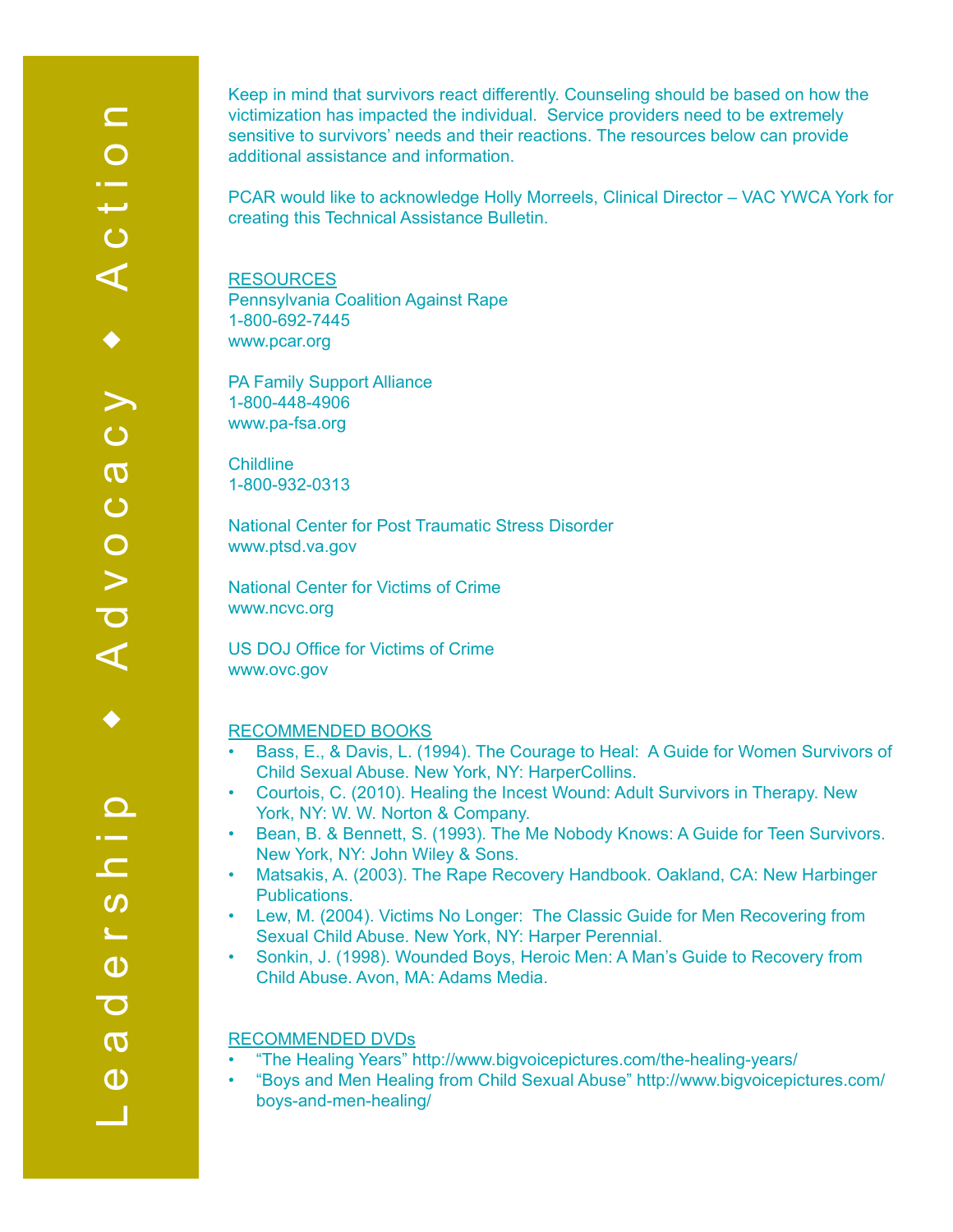Keep in mind that survivors react differently. Counseling should be based on how the victimization has impacted the individual. Service providers need to be extremely sensitive to survivors' needs and their reactions. The resources below can provide additional assistance and information.

PCAR would like to acknowledge Holly Morreels, Clinical Director – VAC YWCA York for creating this Technical Assistance Bulletin.

## RESOURCES

Pennsylvania Coalition Against Rape
1-800-692-7445
www.pcar.org

PA Family Support Alliance
1-800-448-4906
www.pa-fsa.org

Childline
1-800-932-0313

National Center for Post Traumatic Stress Disorder
www.ptsd.va.gov

National Center for Victims of Crime
www.ncvc.org

US DOJ Office for Victims of Crime
www.ovc.gov

## RECOMMENDED BOOKS

- Bass, E., & Davis, L. (1994). The Courage to Heal: A Guide for Women Survivors of Child Sexual Abuse. New York, NY: HarperCollins.
- Courtois, C. (2010). Healing the Incest Wound: Adult Survivors in Therapy. New York, NY: W. W. Norton & Company.
- Bean, B. & Bennett, S. (1993). The Me Nobody Knows: A Guide for Teen Survivors. New York, NY: John Wiley & Sons.
- Matsakis, A. (2003). The Rape Recovery Handbook. Oakland, CA: New Harbinger Publications.
- Lew, M. (2004). Victims No Longer: The Classic Guide for Men Recovering from Sexual Child Abuse. New York, NY: Harper Perennial.
- Sonkin, J. (1998). Wounded Boys, Heroic Men: A Man's Guide to Recovery from Child Abuse. Avon, MA: Adams Media.

## RECOMMENDED DVDs

- "The Healing Years" http://www.bigvoicepictures.com/the-healing-years/
- "Boys and Men Healing from Child Sexual Abuse" http://www.bigvoicepictures.com/boys-and-men-healing/